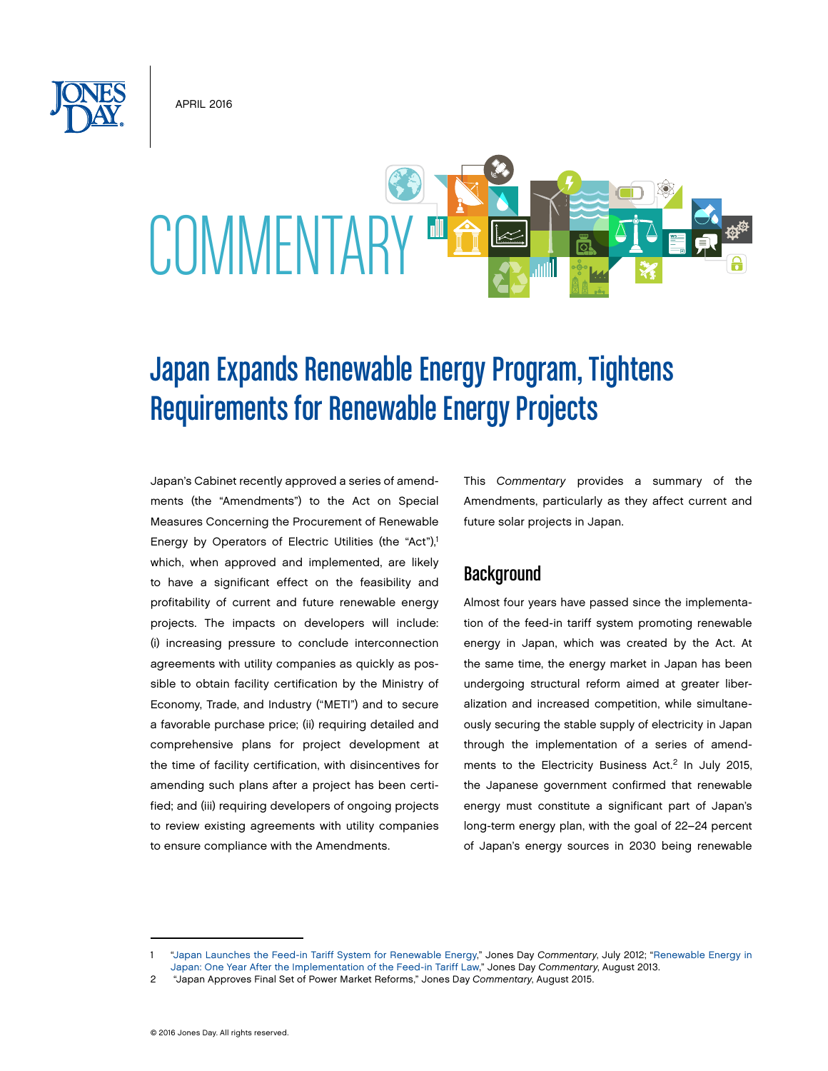APRIL 2016

COMMENTARY

# Japan Expands Renewable Energy Program, Tightens Requirements for Renewable Energy Projects

Japan's Cabinet recently approved a series of amendments (the "Amendments") to the Act on Special Measures Concerning the Procurement of Renewable Energy by Operators of Electric Utilities (the "Act"),[1] which, when approved and implemented, are likely to have a significant effect on the feasibility and profitability of current and future renewable energy projects. The impacts on developers will include: (i) increasing pressure to conclude interconnection agreements with utility companies as quickly as possible to obtain facility certification by the Ministry of Economy, Trade, and Industry ("METI") and to secure a favorable purchase price; (ii) requiring detailed and comprehensive plans for project development at the time of facility certification, with disincentives for amending such plans after a project has been certified; and (iii) requiring developers of ongoing projects to review existing agreements with utility companies to ensure compliance with the Amendments.

This *Commentary* provides a summary of the Amendments, particularly as they affect current and future solar projects in Japan.

## Background

Almost four years have passed since the implementation of the feed-in tariff system promoting renewable energy in Japan, which was created by the Act. At the same time, the energy market in Japan has been undergoing structural reform aimed at greater liberalization and increased competition, while simultaneously securing the stable supply of electricity in Japan through the implementation of a series of amendments to the Electricity Business Act.[2] In July 2015, the Japanese government confirmed that renewable energy must constitute a significant part of Japan's long-term energy plan, with the goal of 22–24 percent of Japan's energy sources in 2030 being renewable

---

1 "Japan Launches the Feed-in Tariff System for Renewable Energy," Jones Day *Commentary*, July 2012; "Renewable Energy in Japan: One Year After the Implementation of the Feed-in Tariff Law," Jones Day *Commentary*, August 2013.

2 "Japan Approves Final Set of Power Market Reforms," Jones Day *Commentary*, August 2015.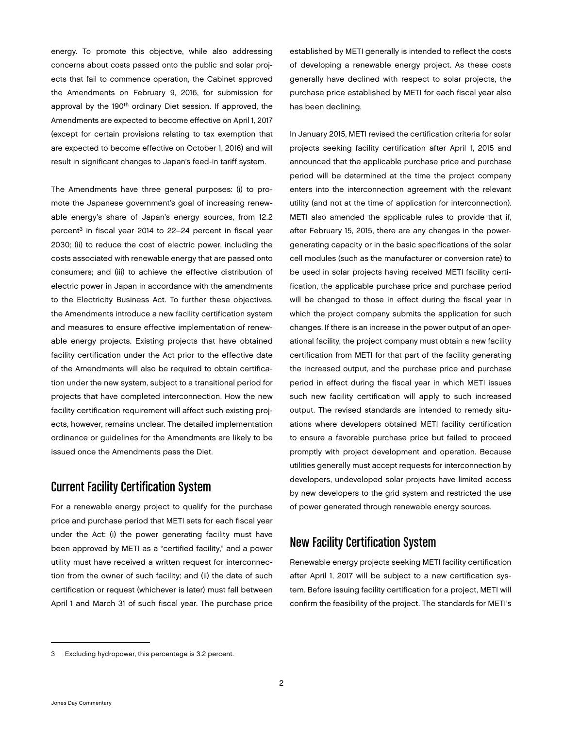energy. To promote this objective, while also addressing concerns about costs passed onto the public and solar projects that fail to commence operation, the Cabinet approved the Amendments on February 9, 2016, for submission for approval by the 190th ordinary Diet session. If approved, the Amendments are expected to become effective on April 1, 2017 (except for certain provisions relating to tax exemption that are expected to become effective on October 1, 2016) and will result in significant changes to Japan's feed-in tariff system.

The Amendments have three general purposes: (i) to promote the Japanese government's goal of increasing renewable energy's share of Japan's energy sources, from 12.2 percent[3] in fiscal year 2014 to 22–24 percent in fiscal year 2030; (ii) to reduce the cost of electric power, including the costs associated with renewable energy that are passed onto consumers; and (iii) to achieve the effective distribution of electric power in Japan in accordance with the amendments to the Electricity Business Act. To further these objectives, the Amendments introduce a new facility certification system and measures to ensure effective implementation of renewable energy projects. Existing projects that have obtained facility certification under the Act prior to the effective date of the Amendments will also be required to obtain certification under the new system, subject to a transitional period for projects that have completed interconnection. How the new facility certification requirement will affect such existing projects, however, remains unclear. The detailed implementation ordinance or guidelines for the Amendments are likely to be issued once the Amendments pass the Diet.

## Current Facility Certification System

For a renewable energy project to qualify for the purchase price and purchase period that METI sets for each fiscal year under the Act: (i) the power generating facility must have been approved by METI as a "certified facility," and a power utility must have received a written request for interconnection from the owner of such facility; and (ii) the date of such certification or request (whichever is later) must fall between April 1 and March 31 of such fiscal year. The purchase price established by METI generally is intended to reflect the costs of developing a renewable energy project. As these costs generally have declined with respect to solar projects, the purchase price established by METI for each fiscal year also has been declining.

In January 2015, METI revised the certification criteria for solar projects seeking facility certification after April 1, 2015 and announced that the applicable purchase price and purchase period will be determined at the time the project company enters into the interconnection agreement with the relevant utility (and not at the time of application for interconnection). METI also amended the applicable rules to provide that if, after February 15, 2015, there are any changes in the power-generating capacity or in the basic specifications of the solar cell modules (such as the manufacturer or conversion rate) to be used in solar projects having received METI facility certification, the applicable purchase price and purchase period will be changed to those in effect during the fiscal year in which the project company submits the application for such changes. If there is an increase in the power output of an operational facility, the project company must obtain a new facility certification from METI for that part of the facility generating the increased output, and the purchase price and purchase period in effect during the fiscal year in which METI issues such new facility certification will apply to such increased output. The revised standards are intended to remedy situations where developers obtained METI facility certification to ensure a favorable purchase price but failed to proceed promptly with project development and operation. Because utilities generally must accept requests for interconnection by developers, undeveloped solar projects have limited access by new developers to the grid system and restricted the use of power generated through renewable energy sources.

## New Facility Certification System

Renewable energy projects seeking METI facility certification after April 1, 2017 will be subject to a new certification system. Before issuing facility certification for a project, METI will confirm the feasibility of the project. The standards for METI's

---

[3] Excluding hydropower, this percentage is 3.2 percent.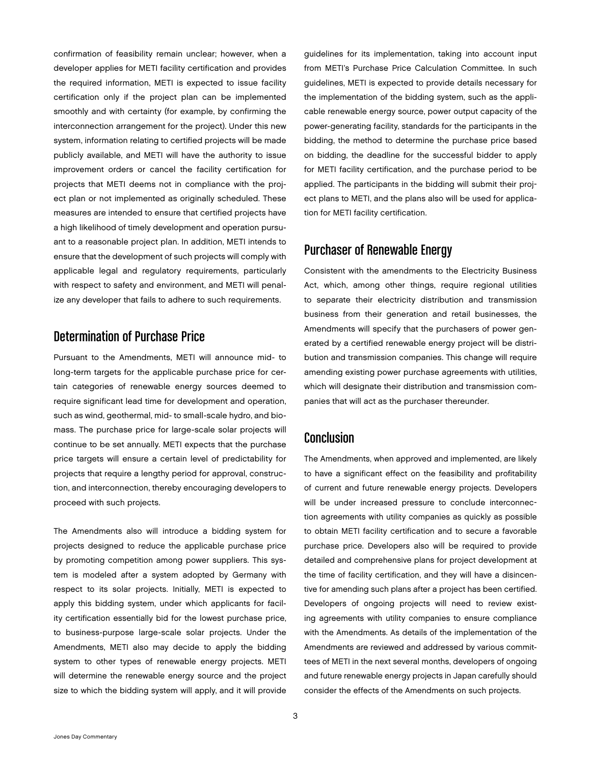confirmation of feasibility remain unclear; however, when a developer applies for METI facility certification and provides the required information, METI is expected to issue facility certification only if the project plan can be implemented smoothly and with certainty (for example, by confirming the interconnection arrangement for the project). Under this new system, information relating to certified projects will be made publicly available, and METI will have the authority to issue improvement orders or cancel the facility certification for projects that METI deems not in compliance with the project plan or not implemented as originally scheduled. These measures are intended to ensure that certified projects have a high likelihood of timely development and operation pursuant to a reasonable project plan. In addition, METI intends to ensure that the development of such projects will comply with applicable legal and regulatory requirements, particularly with respect to safety and environment, and METI will penalize any developer that fails to adhere to such requirements.

## Determination of Purchase Price

Pursuant to the Amendments, METI will announce mid- to long-term targets for the applicable purchase price for certain categories of renewable energy sources deemed to require significant lead time for development and operation, such as wind, geothermal, mid- to small-scale hydro, and biomass. The purchase price for large-scale solar projects will continue to be set annually. METI expects that the purchase price targets will ensure a certain level of predictability for projects that require a lengthy period for approval, construction, and interconnection, thereby encouraging developers to proceed with such projects.

The Amendments also will introduce a bidding system for projects designed to reduce the applicable purchase price by promoting competition among power suppliers. This system is modeled after a system adopted by Germany with respect to its solar projects. Initially, METI is expected to apply this bidding system, under which applicants for facility certification essentially bid for the lowest purchase price, to business-purpose large-scale solar projects. Under the Amendments, METI also may decide to apply the bidding system to other types of renewable energy projects. METI will determine the renewable energy source and the project size to which the bidding system will apply, and it will provide guidelines for its implementation, taking into account input from METI's Purchase Price Calculation Committee. In such guidelines, METI is expected to provide details necessary for the implementation of the bidding system, such as the applicable renewable energy source, power output capacity of the power-generating facility, standards for the participants in the bidding, the method to determine the purchase price based on bidding, the deadline for the successful bidder to apply for METI facility certification, and the purchase period to be applied. The participants in the bidding will submit their project plans to METI, and the plans also will be used for application for METI facility certification.

## Purchaser of Renewable Energy

Consistent with the amendments to the Electricity Business Act, which, among other things, require regional utilities to separate their electricity distribution and transmission business from their generation and retail businesses, the Amendments will specify that the purchasers of power generated by a certified renewable energy project will be distribution and transmission companies. This change will require amending existing power purchase agreements with utilities, which will designate their distribution and transmission companies that will act as the purchaser thereunder.

## Conclusion

The Amendments, when approved and implemented, are likely to have a significant effect on the feasibility and profitability of current and future renewable energy projects. Developers will be under increased pressure to conclude interconnection agreements with utility companies as quickly as possible to obtain METI facility certification and to secure a favorable purchase price. Developers also will be required to provide detailed and comprehensive plans for project development at the time of facility certification, and they will have a disincentive for amending such plans after a project has been certified. Developers of ongoing projects will need to review existing agreements with utility companies to ensure compliance with the Amendments. As details of the implementation of the Amendments are reviewed and addressed by various committees of METI in the next several months, developers of ongoing and future renewable energy projects in Japan carefully should consider the effects of the Amendments on such projects.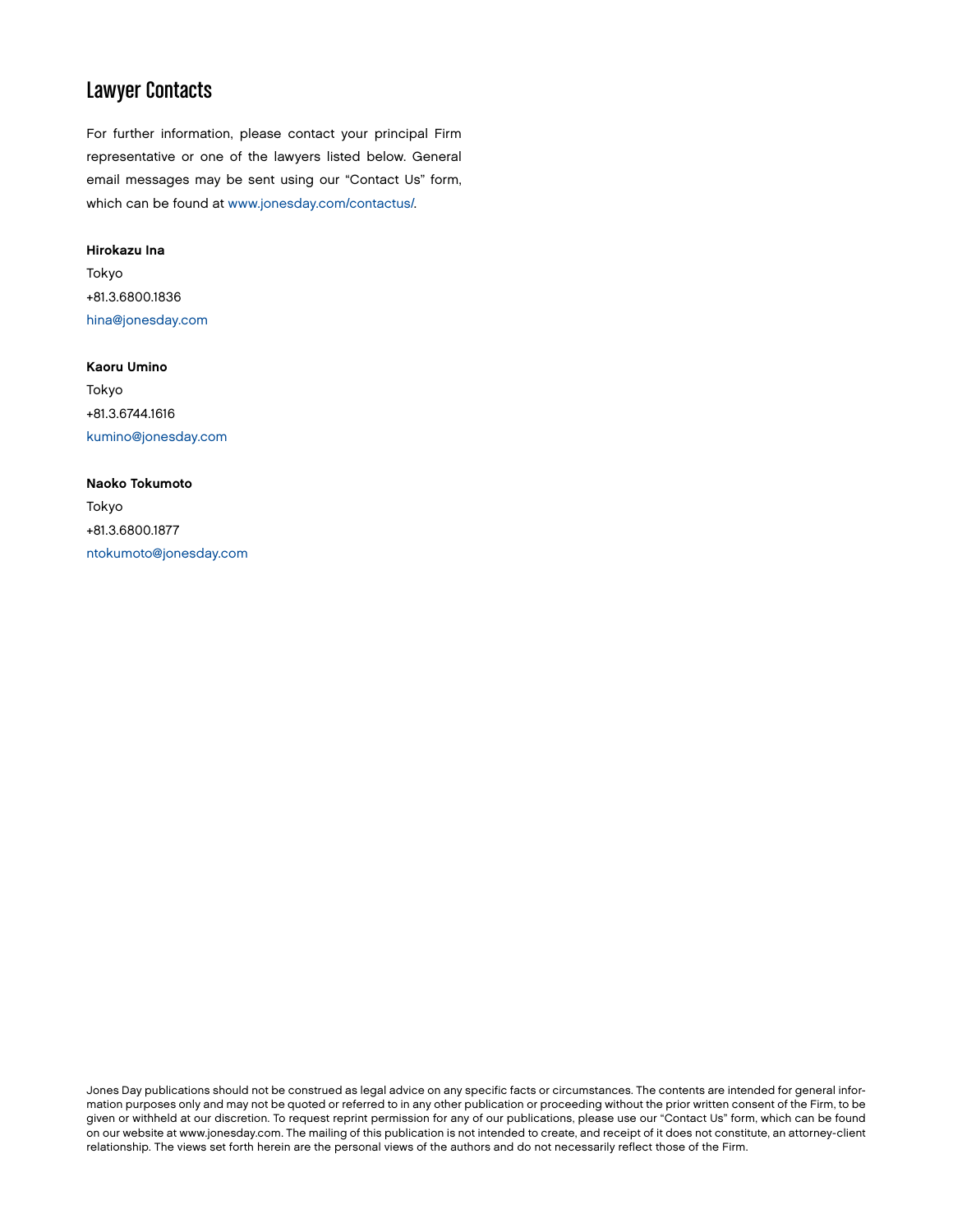## Lawyer Contacts

For further information, please contact your principal Firm representative or one of the lawyers listed below. General email messages may be sent using our "Contact Us" form, which can be found at www.jonesday.com/contactus/.

**Hirokazu Ina**
Tokyo
+81.3.6800.1836
hina@jonesday.com

**Kaoru Umino**
Tokyo
+81.3.6744.1616
kumino@jonesday.com

**Naoko Tokumoto**
Tokyo
+81.3.6800.1877
ntokumoto@jonesday.com

Jones Day publications should not be construed as legal advice on any specific facts or circumstances. The contents are intended for general information purposes only and may not be quoted or referred to in any other publication or proceeding without the prior written consent of the Firm, to be given or withheld at our discretion. To request reprint permission for any of our publications, please use our "Contact Us" form, which can be found on our website at www.jonesday.com. The mailing of this publication is not intended to create, and receipt of it does not constitute, an attorney-client relationship. The views set forth herein are the personal views of the authors and do not necessarily reflect those of the Firm.